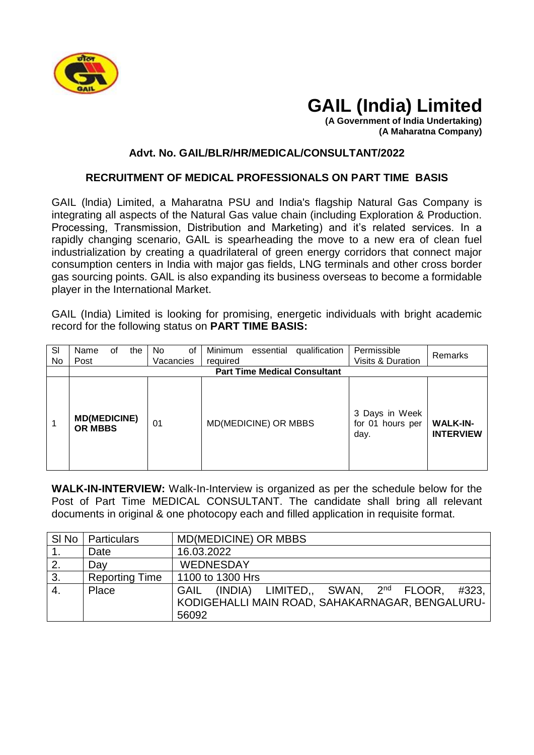# GAIL (India) Limited

**(A Government of India Undertaking)**
**(A Maharatna Company)**

**Advt. No. GAIL/BLR/HR/MEDICAL/CONSULTANT/2022**

## RECRUITMENT OF MEDICAL PROFESSIONALS ON PART TIME BASIS

GAIL (lndia) Limited, a Maharatna PSU and India's flagship Natural Gas Company is integrating all aspects of the Natural Gas value chain (including Exploration & Production. Processing, Transmission, Distribution and Marketing) and it's related services. In a rapidly changing scenario, GAIL is spearheading the move to a new era of clean fuel industrialization by creating a quadrilateral of green energy corridors that connect major consumption centers in India with major gas fields, LNG terminals and other cross border gas sourcing points. GAIL is also expanding its business overseas to become a formidable player in the International Market.

GAIL (India) Limited is looking for promising, energetic individuals with bright academic record for the following status on **PART TIME BASIS:**

| Sl No | Name of the Post | No of Vacancies | Minimum essential qualification required | Permissible Visits & Duration | Remarks |
|---|---|---|---|---|---|
| | **Part Time Medical Consultant** | | | | |
| 1 | **MD(MEDICINE) OR MBBS** | 01 | MD(MEDICINE) OR MBBS | 3 Days in Week for 01 hours per day. | **WALK-IN-INTERVIEW** |

**WALK-IN-INTERVIEW:** Walk-In-Interview is organized as per the schedule below for the Post of Part Time MEDICAL CONSULTANT. The candidate shall bring all relevant documents in original & one photocopy each and filled application in requisite format.

| Sl No | Particulars | MD(MEDICINE) OR MBBS |
|---|---|---|
| 1. | Date | 16.03.2022 |
| 2. | Day | WEDNESDAY |
| 3. | Reporting Time | 1100 to 1300 Hrs |
| 4. | Place | GAIL (INDIA) LIMITED,, SWAN, 2nd FLOOR, #323, KODIGEHALLI MAIN ROAD, SAHAKARNAGAR, BENGALURU-56092 |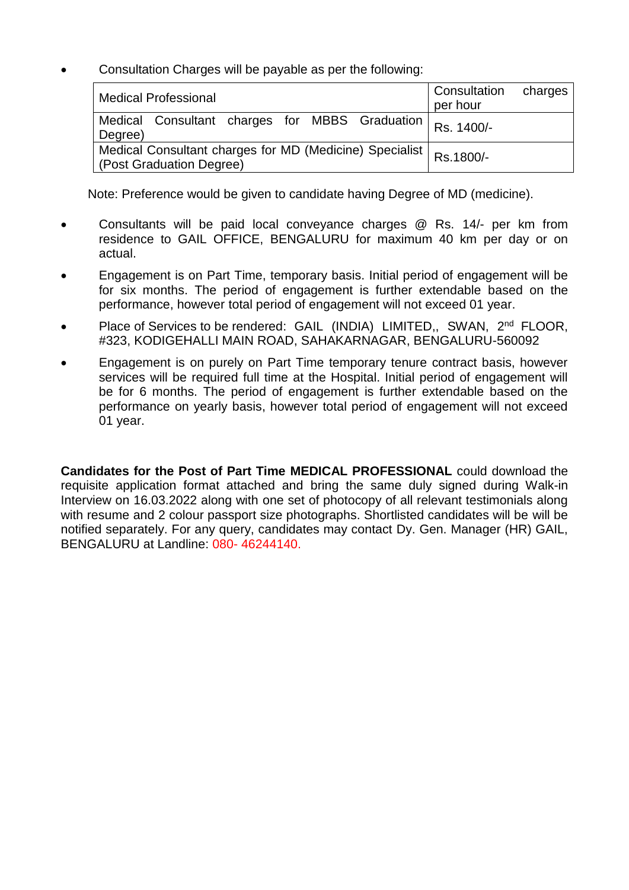- Consultation Charges will be payable as per the following:

| Medical Professional | Consultation charges per hour |
|---|---|
| Medical Consultant charges for MBBS Graduation Degree) | Rs. 1400/- |
| Medical Consultant charges for MD (Medicine) Specialist (Post Graduation Degree) | Rs.1800/- |

Note: Preference would be given to candidate having Degree of MD (medicine).

- Consultants will be paid local conveyance charges @ Rs. 14/- per km from residence to GAIL OFFICE, BENGALURU for maximum 40 km per day or on actual.
- Engagement is on Part Time, temporary basis. Initial period of engagement will be for six months. The period of engagement is further extendable based on the performance, however total period of engagement will not exceed 01 year.
- Place of Services to be rendered: GAIL (INDIA) LIMITED,, SWAN, 2nd FLOOR, #323, KODIGEHALLI MAIN ROAD, SAHAKARNAGAR, BENGALURU-560092
- Engagement is on purely on Part Time temporary tenure contract basis, however services will be required full time at the Hospital. Initial period of engagement will be for 6 months. The period of engagement is further extendable based on the performance on yearly basis, however total period of engagement will not exceed 01 year.

**Candidates for the Post of Part Time MEDICAL PROFESSIONAL** could download the requisite application format attached and bring the same duly signed during Walk-in Interview on 16.03.2022 along with one set of photocopy of all relevant testimonials along with resume and 2 colour passport size photographs. Shortlisted candidates will be will be notified separately. For any query, candidates may contact Dy. Gen. Manager (HR) GAIL, BENGALURU at Landline: 080- 46244140.